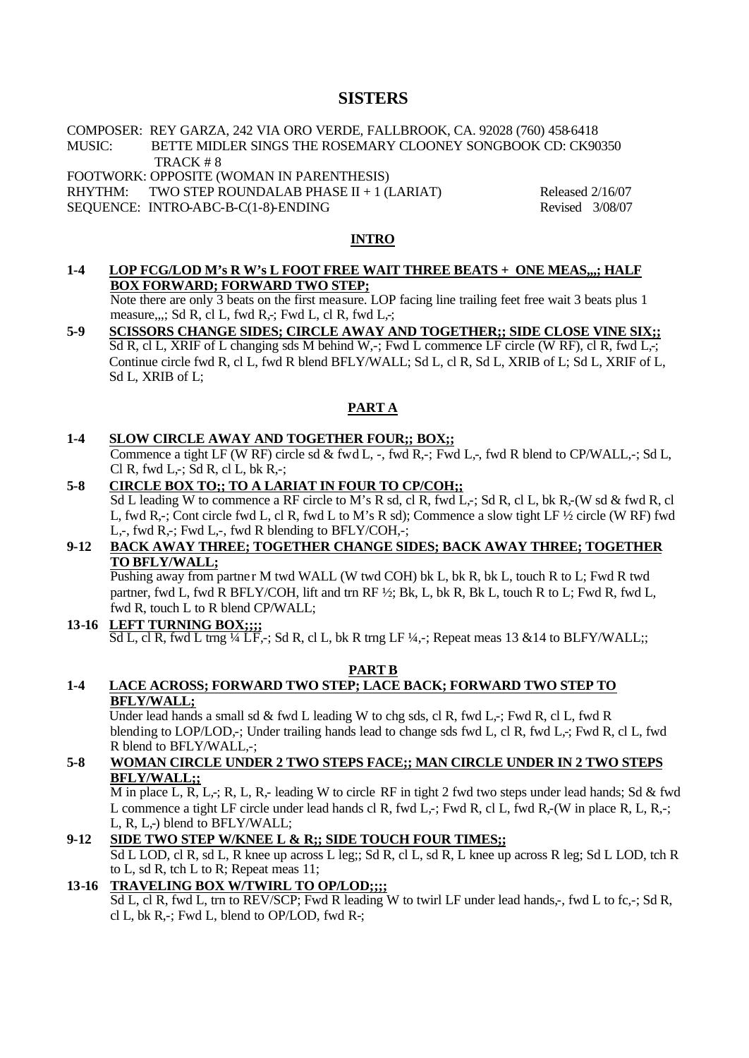# SISTERS

COMPOSER: REY GARZA, 242 VIA ORO VERDE, FALLBROOK, CA. 92028 (760) 458-6418
MUSIC: BETTE MIDLER SINGS THE ROSEMARY CLOONEY SONGBOOK CD: CK90350 TRACK # 8
FOOTWORK: OPPOSITE (WOMAN IN PARENTHESIS)
RHYTHM: TWO STEP ROUNDALAB PHASE II + 1 (LARIAT) Released 2/16/07
SEQUENCE: INTRO-ABC-B-C(1-8)-ENDING Revised 3/08/07

## INTRO

**1-4 LOP FCG/LOD M's R W's L FOOT FREE WAIT THREE BEATS + ONE MEAS,,,; HALF BOX FORWARD; FORWARD TWO STEP;**
Note there are only 3 beats on the first measure. LOP facing line trailing feet free wait 3 beats plus 1 measure,,,; Sd R, cl L, fwd R,-; Fwd L, cl R, fwd L,-;

**5-9 SCISSORS CHANGE SIDES; CIRCLE AWAY AND TOGETHER;; SIDE CLOSE VINE SIX;;**
Sd R, cl L, XRIF of L changing sds M behind W,-; Fwd L commence LF circle (W RF), cl R, fwd L,-; Continue circle fwd R, cl L, fwd R blend BFLY/WALL; Sd L, cl R, Sd L, XRIB of L; Sd L, XRIF of L, Sd L, XRIB of L;

## PART A

**1-4 SLOW CIRCLE AWAY AND TOGETHER FOUR;; BOX;;**
Commence a tight LF (W RF) circle sd & fwd L, -, fwd R,-; Fwd L,-, fwd R blend to CP/WALL,-; Sd L, Cl R, fwd L,-; Sd R, cl L, bk R,-;

**5-8 CIRCLE BOX TO;; TO A LARIAT IN FOUR TO CP/COH;;**
Sd L leading W to commence a RF circle to M's R sd, cl R, fwd L,-; Sd R, cl L, bk R,-(W sd & fwd R, cl L, fwd R,-; Cont circle fwd L, cl R, fwd L to M's R sd); Commence a slow tight LF ½ circle (W RF) fwd L,-, fwd R,-; Fwd L,-, fwd R blending to BFLY/COH,-;

**9-12 BACK AWAY THREE; TOGETHER CHANGE SIDES; BACK AWAY THREE; TOGETHER TO BFLY/WALL;**
Pushing away from partner M twd WALL (W twd COH) bk L, bk R, bk L, touch R to L; Fwd R twd partner, fwd L, fwd R BFLY/COH, lift and trn RF ½; Bk, L, bk R, Bk L, touch R to L; Fwd R, fwd L, fwd R, touch L to R blend CP/WALL;

**13-16 LEFT TURNING BOX;;;;**
Sd L, cl R, fwd L trng ¼ LF,-; Sd R, cl L, bk R trng LF ¼,-; Repeat meas 13 &14 to BLFY/WALL;;

## PART B

**1-4 LACE ACROSS; FORWARD TWO STEP; LACE BACK; FORWARD TWO STEP TO BFLY/WALL;**
Under lead hands a small sd & fwd L leading W to chg sds, cl R, fwd L,-; Fwd R, cl L, fwd R blending to LOP/LOD,-; Under trailing hands lead to change sds fwd L, cl R, fwd L,-; Fwd R, cl L, fwd R blend to BFLY/WALL,-;

**5-8 WOMAN CIRCLE UNDER 2 TWO STEPS FACE;; MAN CIRCLE UNDER IN 2 TWO STEPS BFLY/WALL;;**
M in place L, R, L,-; R, L, R,- leading W to circle RF in tight 2 fwd two steps under lead hands; Sd & fwd L commence a tight LF circle under lead hands cl R, fwd L,-; Fwd R, cl L, fwd R,-(W in place R, L, R,-; L, R, L,-) blend to BFLY/WALL;

**9-12 SIDE TWO STEP W/KNEE L & R;; SIDE TOUCH FOUR TIMES;;**
Sd L LOD, cl R, sd L, R knee up across L leg;; Sd R, cl L, sd R, L knee up across R leg; Sd L LOD, tch R to L, sd R, tch L to R; Repeat meas 11;

**13-16 TRAVELING BOX W/TWIRL TO OP/LOD;;;;**
Sd L, cl R, fwd L, trn to REV/SCP; Fwd R leading W to twirl LF under lead hands,-, fwd L to fc,-; Sd R, cl L, bk R,-; Fwd L, blend to OP/LOD, fwd R-;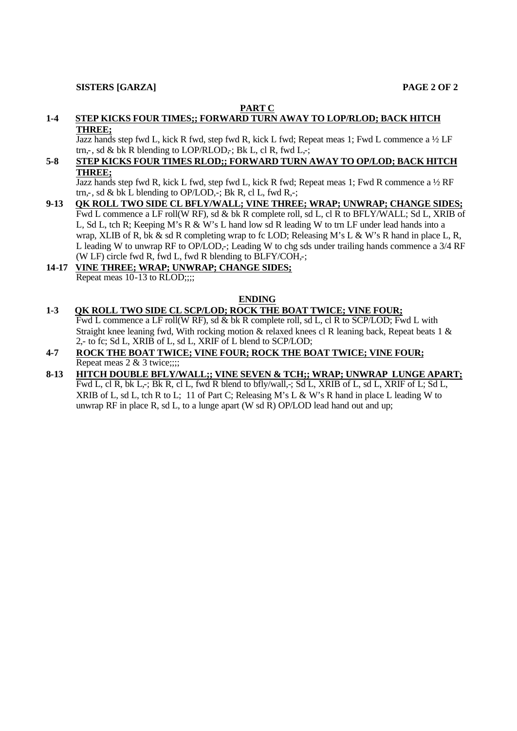## PART C

**1-4 STEP KICKS FOUR TIMES;; FORWARD TURN AWAY TO LOP/RLOD; BACK HITCH THREE;**

Jazz hands step fwd L, kick R fwd, step fwd R, kick L fwd; Repeat meas 1; Fwd L commence a ½ LF trn,-, sd & bk R blending to LOP/RLOD,-; Bk L, cl R, fwd L,-;

**5-8 STEP KICKS FOUR TIMES RLOD;; FORWARD TURN AWAY TO OP/LOD; BACK HITCH THREE;**

Jazz hands step fwd R, kick L fwd, step fwd L, kick R fwd; Repeat meas 1; Fwd R commence a ½ RF trn,-, sd & bk L blending to OP/LOD,-; Bk R, cl L, fwd R,-;

**9-13 QK ROLL TWO SIDE CL BFLY/WALL; VINE THREE; WRAP; UNWRAP; CHANGE SIDES;**

Fwd L commence a LF roll(W RF), sd & bk R complete roll, sd L, cl R to BFLY/WALL; Sd L, XRIB of L, Sd L, tch R; Keeping M's R & W's L hand low sd R leading W to trn LF under lead hands into a wrap, XLIB of R, bk & sd R completing wrap to fc LOD; Releasing M's L & W's R hand in place L, R, L leading W to unwrap RF to OP/LOD,-; Leading W to chg sds under trailing hands commence a 3/4 RF (W LF) circle fwd R, fwd L, fwd R blending to BLFY/COH,-;

**14-17 VINE THREE; WRAP; UNWRAP; CHANGE SIDES;**

Repeat meas 10-13 to RLOD;;;;

## ENDING

**1-3 QK ROLL TWO SIDE CL SCP/LOD; ROCK THE BOAT TWICE; VINE FOUR;**

Fwd L commence a LF roll(W RF), sd & bk R complete roll, sd L, cl R to SCP/LOD; Fwd L with Straight knee leaning fwd, With rocking motion & relaxed knees cl R leaning back, Repeat beats 1 & 2,- to fc; Sd L, XRIB of L, sd L, XRIF of L blend to SCP/LOD;

**4-7 ROCK THE BOAT TWICE; VINE FOUR; ROCK THE BOAT TWICE; VINE FOUR;**

Repeat meas 2 & 3 twice;;;;

**8-13 HITCH DOUBLE BFLY/WALL;; VINE SEVEN & TCH;; WRAP; UNWRAP LUNGE APART;**

Fwd L, cl R, bk L,-; Bk R, cl L, fwd R blend to bfly/wall,-; Sd L, XRIB of L, sd L, XRIF of L; Sd L, XRIB of L, sd L, tch R to L; 11 of Part C; Releasing M's L & W's R hand in place L leading W to unwrap RF in place R, sd L, to a lunge apart (W sd R) OP/LOD lead hand out and up;